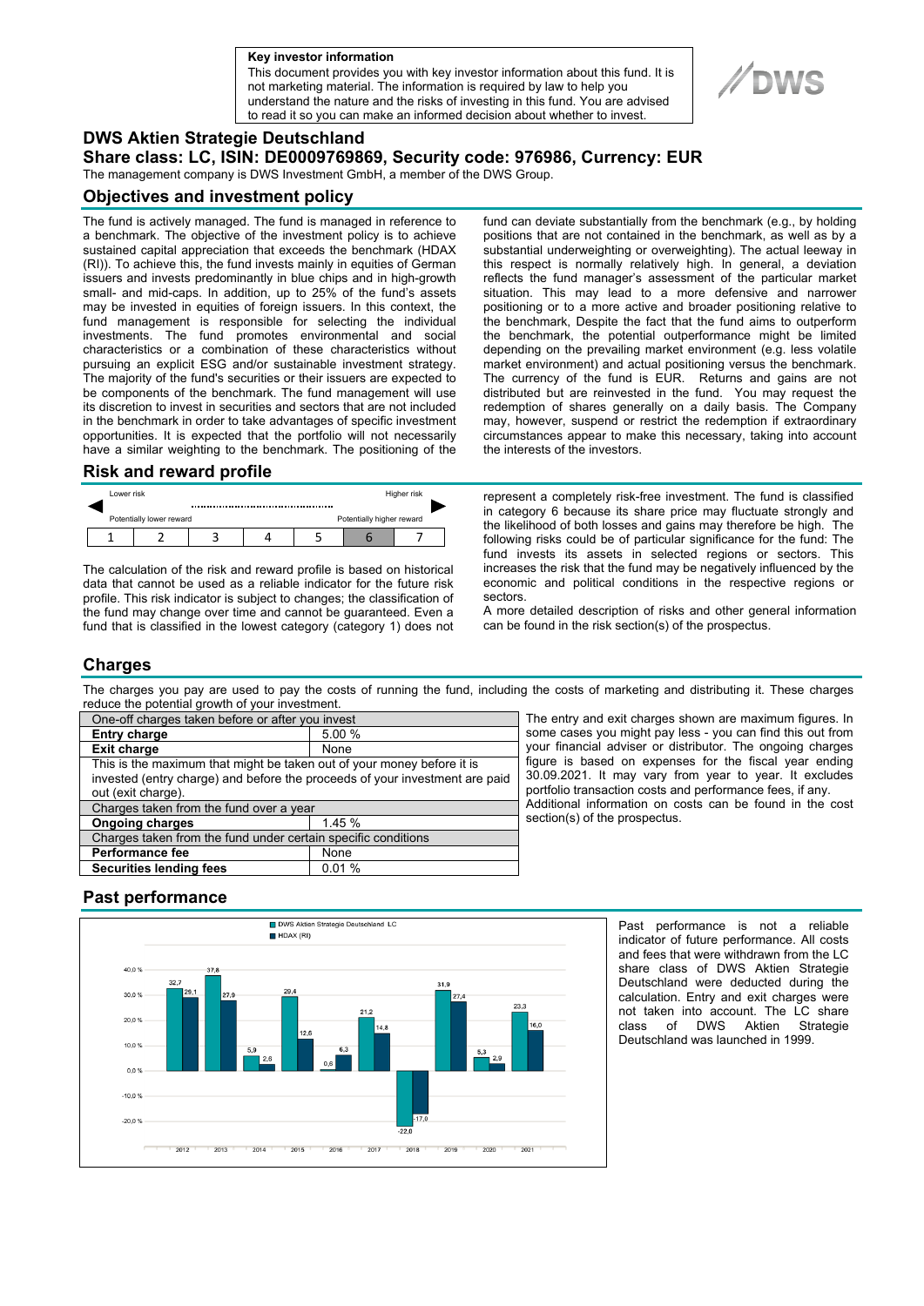**Key investor information**

This document provides you with key investor information about this fund. It is not marketing material. The information is required by law to help you understand the nature and the risks of investing in this fund. You are advised to read it so you can make an informed decision about whether to invest.

# DWS Aktien Strategie Deutschland

## Share class: LC, ISIN: DE0009769869, Security code: 976986, Currency: EUR

The management company is DWS Investment GmbH, a member of the DWS Group.

## Objectives and investment policy

The fund is actively managed. The fund is managed in reference to a benchmark. The objective of the investment policy is to achieve sustained capital appreciation that exceeds the benchmark (HDAX (RI)). To achieve this, the fund invests mainly in equities of German issuers and invests predominantly in blue chips and in high-growth small- and mid-caps. In addition, up to 25% of the fund's assets may be invested in equities of foreign issuers. In this context, the fund management is responsible for selecting the individual investments. The fund promotes environmental and social characteristics or a combination of these characteristics without pursuing an explicit ESG and/or sustainable investment strategy. The majority of the fund's securities or their issuers are expected to be components of the benchmark. The fund management will use its discretion to invest in securities and sectors that are not included in the benchmark in order to take advantages of specific investment opportunities. It is expected that the portfolio will not necessarily have a similar weighting to the benchmark. The positioning of the fund can deviate substantially from the benchmark (e.g., by holding positions that are not contained in the benchmark, as well as by a substantial underweighting or overweighting). The actual leeway in this respect is normally relatively high. In general, a deviation reflects the fund manager's assessment of the particular market situation. This may lead to a more defensive and narrower positioning or to a more active and broader positioning relative to the benchmark, Despite the fact that the fund aims to outperform the benchmark, the potential outperformance might be limited depending on the prevailing market environment (e.g. less volatile market environment) and actual positioning versus the benchmark. The currency of the fund is EUR. Returns and gains are not distributed but are reinvested in the fund. You may request the redemption of shares generally on a daily basis. The Company may, however, suspend or restrict the redemption if extraordinary circumstances appear to make this necessary, taking into account the interests of the investors.

## Risk and reward profile

Lower risk — Higher risk

Potentially lower reward — Potentially higher reward

| 1 | 2 | 3 | 4 | 5 | **6** | 7 |
|---|---|---|---|---|---|---|

The calculation of the risk and reward profile is based on historical data that cannot be used as a reliable indicator for the future risk profile. This risk indicator is subject to changes; the classification of the fund may change over time and cannot be guaranteed. Even a fund that is classified in the lowest category (category 1) does not represent a completely risk-free investment. The fund is classified in category 6 because its share price may fluctuate strongly and the likelihood of both losses and gains may therefore be high. The following risks could be of particular significance for the fund: The fund invests its assets in selected regions or sectors. This increases the risk that the fund may be negatively influenced by the economic and political conditions in the respective regions or sectors.

A more detailed description of risks and other general information can be found in the risk section(s) of the prospectus.

## Charges

The charges you pay are used to pay the costs of running the fund, including the costs of marketing and distributing it. These charges reduce the potential growth of your investment.

| One-off charges taken before or after you invest | |
|---|---|
| **Entry charge** | 5.00 % |
| **Exit charge** | None |
| This is the maximum that might be taken out of your money before it is invested (entry charge) and before the proceeds of your investment are paid out (exit charge). | |
| Charges taken from the fund over a year | |
| **Ongoing charges** | 1.45 % |
| Charges taken from the fund under certain specific conditions | |
| **Performance fee** | None |
| **Securities lending fees** | 0.01 % |

The entry and exit charges shown are maximum figures. In some cases you might pay less - you can find this out from your financial adviser or distributor. The ongoing charges figure is based on expenses for the fiscal year ending 30.09.2021. It may vary from year to year. It excludes portfolio transaction costs and performance fees, if any.

Additional information on costs can be found in the cost section(s) of the prospectus.

## Past performance

| Year | DWS Aktien Strategie Deutschland LC | HDAX (RI) |
|---|---|---|
| 2012 | 32,7 | 29,1 |
| 2013 | 37,8 | 27,9 |
| 2014 | 5,9 | 2,6 |
| 2015 | 29,4 | 12,6 |
| 2016 | 0,6 | 6,3 |
| 2017 | 21,2 | 14,8 |
| 2018 | -22,0 | -17,0 |
| 2019 | 31,9 | 27,4 |
| 2020 | 5,3 | 2,9 |
| 2021 | 23,3 | 16,0 |

Past performance is not a reliable indicator of future performance. All costs and fees that were withdrawn from the LC share class of DWS Aktien Strategie Deutschland were deducted during the calculation. Entry and exit charges were not taken into account. The LC share class of DWS Aktien Strategie Deutschland was launched in 1999.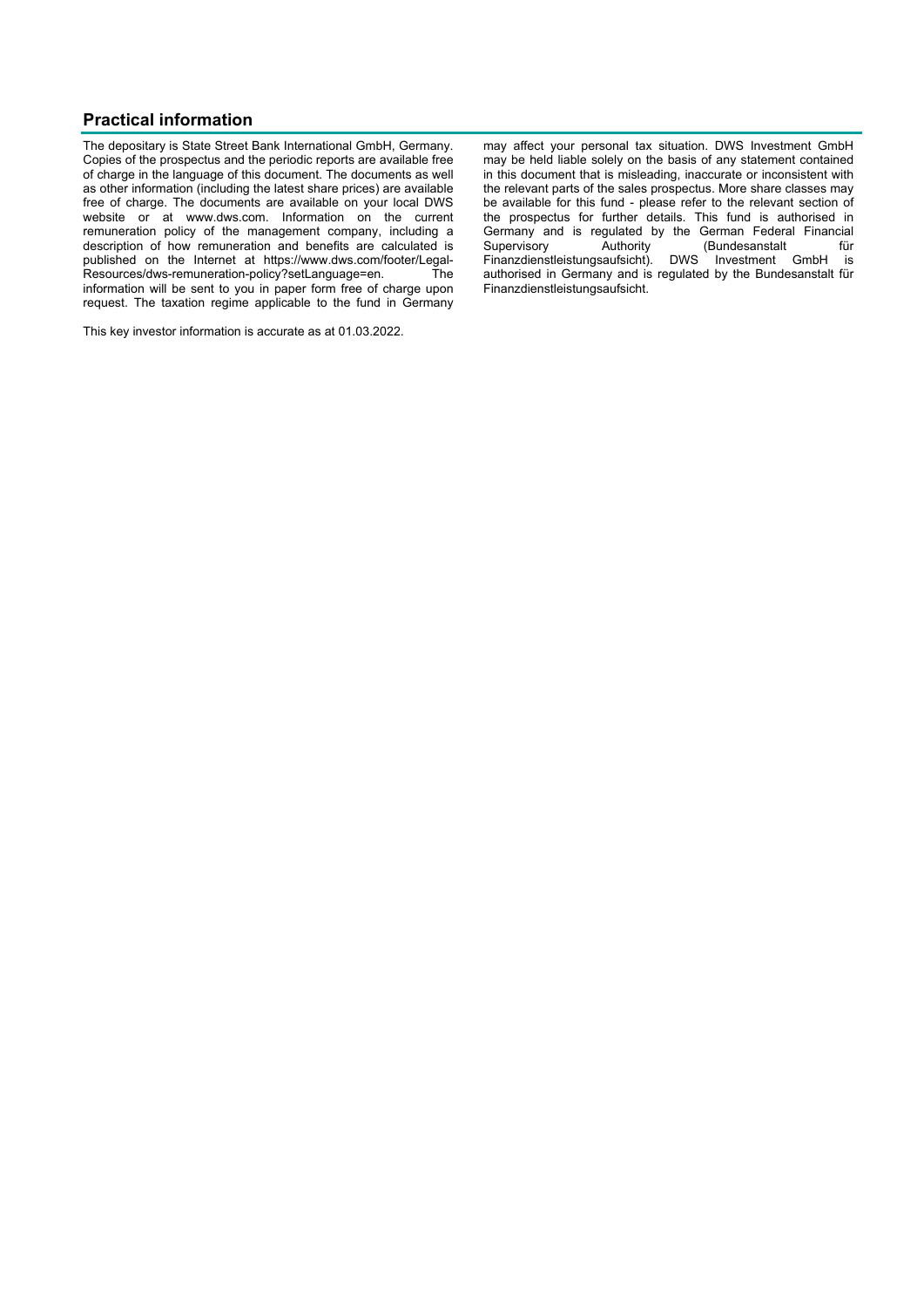## Practical information

The depositary is State Street Bank International GmbH, Germany. Copies of the prospectus and the periodic reports are available free of charge in the language of this document. The documents as well as other information (including the latest share prices) are available free of charge. The documents are available on your local DWS website or at www.dws.com. Information on the current remuneration policy of the management company, including a description of how remuneration and benefits are calculated is published on the Internet at https://www.dws.com/footer/Legal-Resources/dws-remuneration-policy?setLanguage=en. The information will be sent to you in paper form free of charge upon request. The taxation regime applicable to the fund in Germany may affect your personal tax situation. DWS Investment GmbH may be held liable solely on the basis of any statement contained in this document that is misleading, inaccurate or inconsistent with the relevant parts of the sales prospectus. More share classes may be available for this fund - please refer to the relevant section of the prospectus for further details. This fund is authorised in Germany and is regulated by the German Federal Financial Supervisory Authority (Bundesanstalt für Finanzdienstleistungsaufsicht). DWS Investment GmbH is authorised in Germany and is regulated by the Bundesanstalt für Finanzdienstleistungsaufsicht.

This key investor information is accurate as at 01.03.2022.